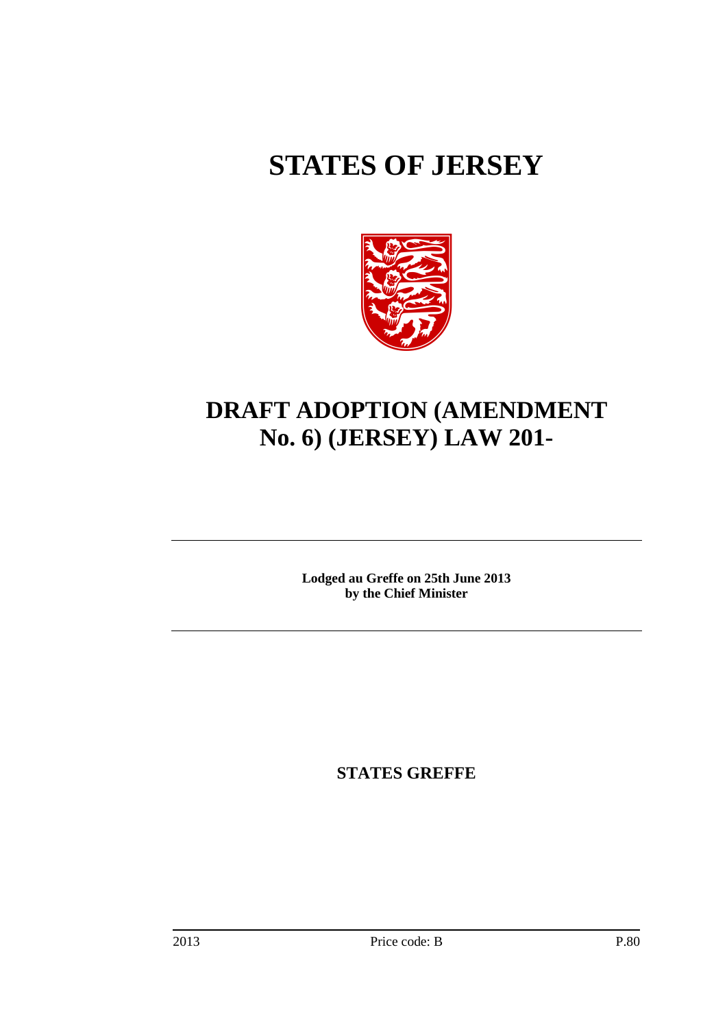# STATES OF JERSEY

# DRAFT ADOPTION (AMENDMENT No. 6) (JERSEY) LAW 201-

**Lodged au Greffe on 25th June 2013**
**by the Chief Minister**

**STATES GREFFE**

2013 Price code: B P.80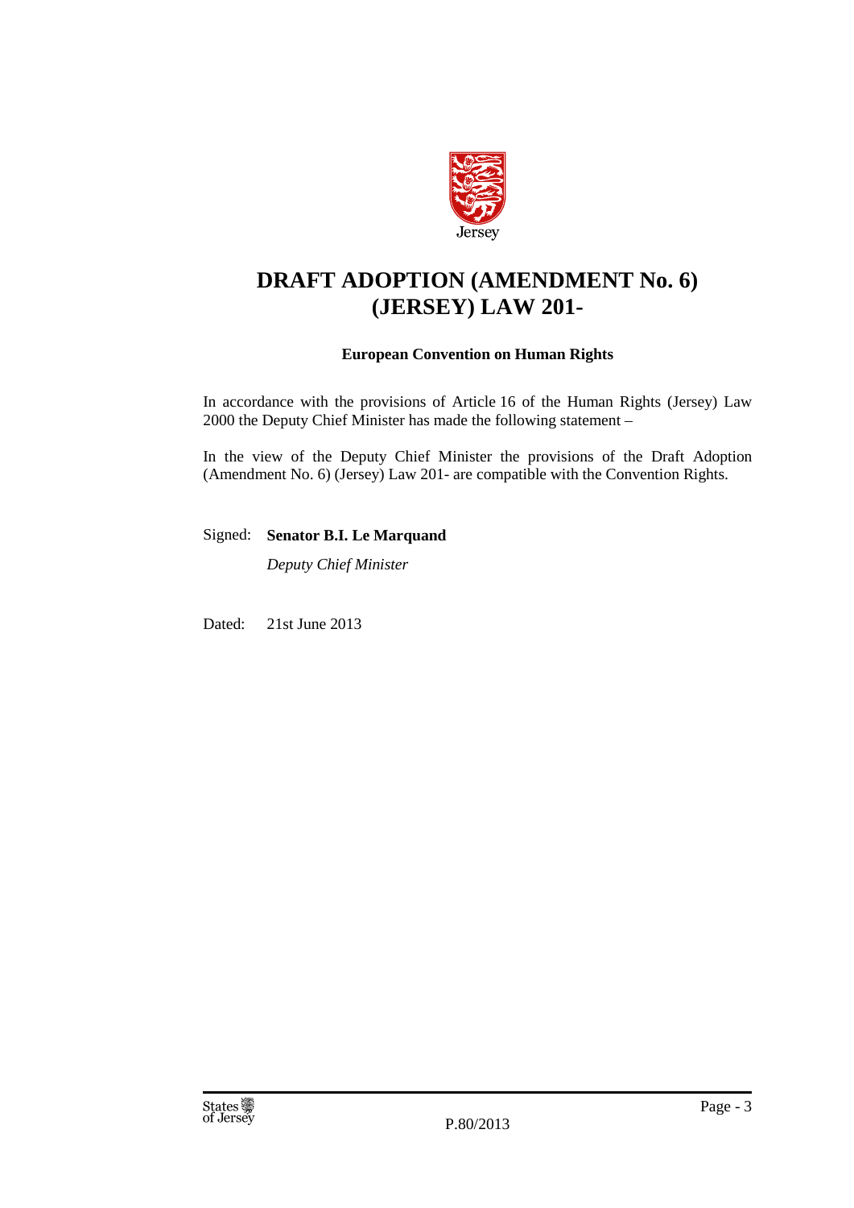Jersey

# DRAFT ADOPTION (AMENDMENT No. 6) (JERSEY) LAW 201-

**European Convention on Human Rights**

In accordance with the provisions of Article 16 of the Human Rights (Jersey) Law 2000 the Deputy Chief Minister has made the following statement –

In the view of the Deputy Chief Minister the provisions of the Draft Adoption (Amendment No. 6) (Jersey) Law 201- are compatible with the Convention Rights.

Signed: **Senator B.I. Le Marquand**

*Deputy Chief Minister*

Dated: 21st June 2013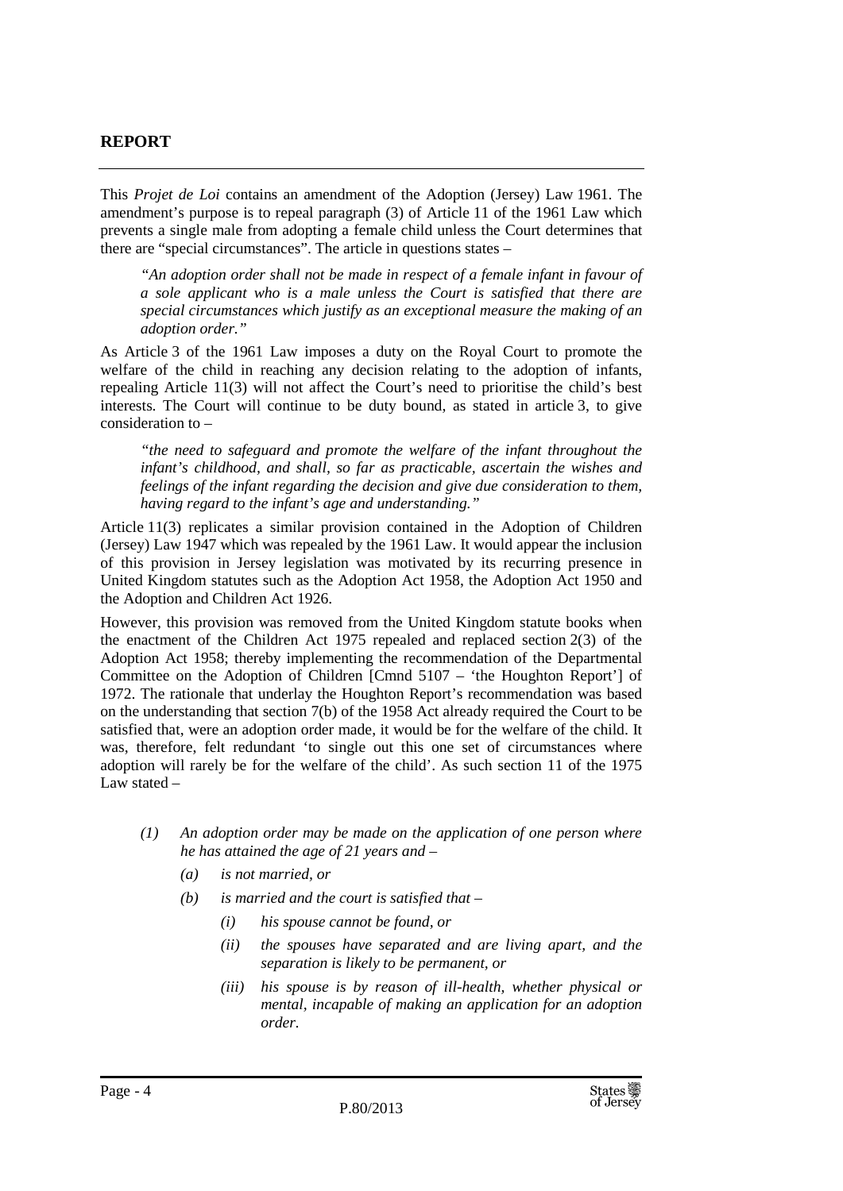## REPORT

This *Projet de Loi* contains an amendment of the Adoption (Jersey) Law 1961. The amendment's purpose is to repeal paragraph (3) of Article 11 of the 1961 Law which prevents a single male from adopting a female child unless the Court determines that there are "special circumstances". The article in questions states –

> *"An adoption order shall not be made in respect of a female infant in favour of a sole applicant who is a male unless the Court is satisfied that there are special circumstances which justify as an exceptional measure the making of an adoption order."*

As Article 3 of the 1961 Law imposes a duty on the Royal Court to promote the welfare of the child in reaching any decision relating to the adoption of infants, repealing Article 11(3) will not affect the Court's need to prioritise the child's best interests. The Court will continue to be duty bound, as stated in article 3, to give consideration to –

> *"the need to safeguard and promote the welfare of the infant throughout the infant's childhood, and shall, so far as practicable, ascertain the wishes and feelings of the infant regarding the decision and give due consideration to them, having regard to the infant's age and understanding."*

Article 11(3) replicates a similar provision contained in the Adoption of Children (Jersey) Law 1947 which was repealed by the 1961 Law. It would appear the inclusion of this provision in Jersey legislation was motivated by its recurring presence in United Kingdom statutes such as the Adoption Act 1958, the Adoption Act 1950 and the Adoption and Children Act 1926.

However, this provision was removed from the United Kingdom statute books when the enactment of the Children Act 1975 repealed and replaced section 2(3) of the Adoption Act 1958; thereby implementing the recommendation of the Departmental Committee on the Adoption of Children [Cmnd 5107 – 'the Houghton Report'] of 1972. The rationale that underlay the Houghton Report's recommendation was based on the understanding that section 7(b) of the 1958 Act already required the Court to be satisfied that, were an adoption order made, it would be for the welfare of the child. It was, therefore, felt redundant 'to single out this one set of circumstances where adoption will rarely be for the welfare of the child'. As such section 11 of the 1975 Law stated –

> *(1) An adoption order may be made on the application of one person where he has attained the age of 21 years and –*
>
> *(a) is not married, or*
>
> *(b) is married and the court is satisfied that –*
>
> *(i) his spouse cannot be found, or*
>
> *(ii) the spouses have separated and are living apart, and the separation is likely to be permanent, or*
>
> *(iii) his spouse is by reason of ill-health, whether physical or mental, incapable of making an application for an adoption order.*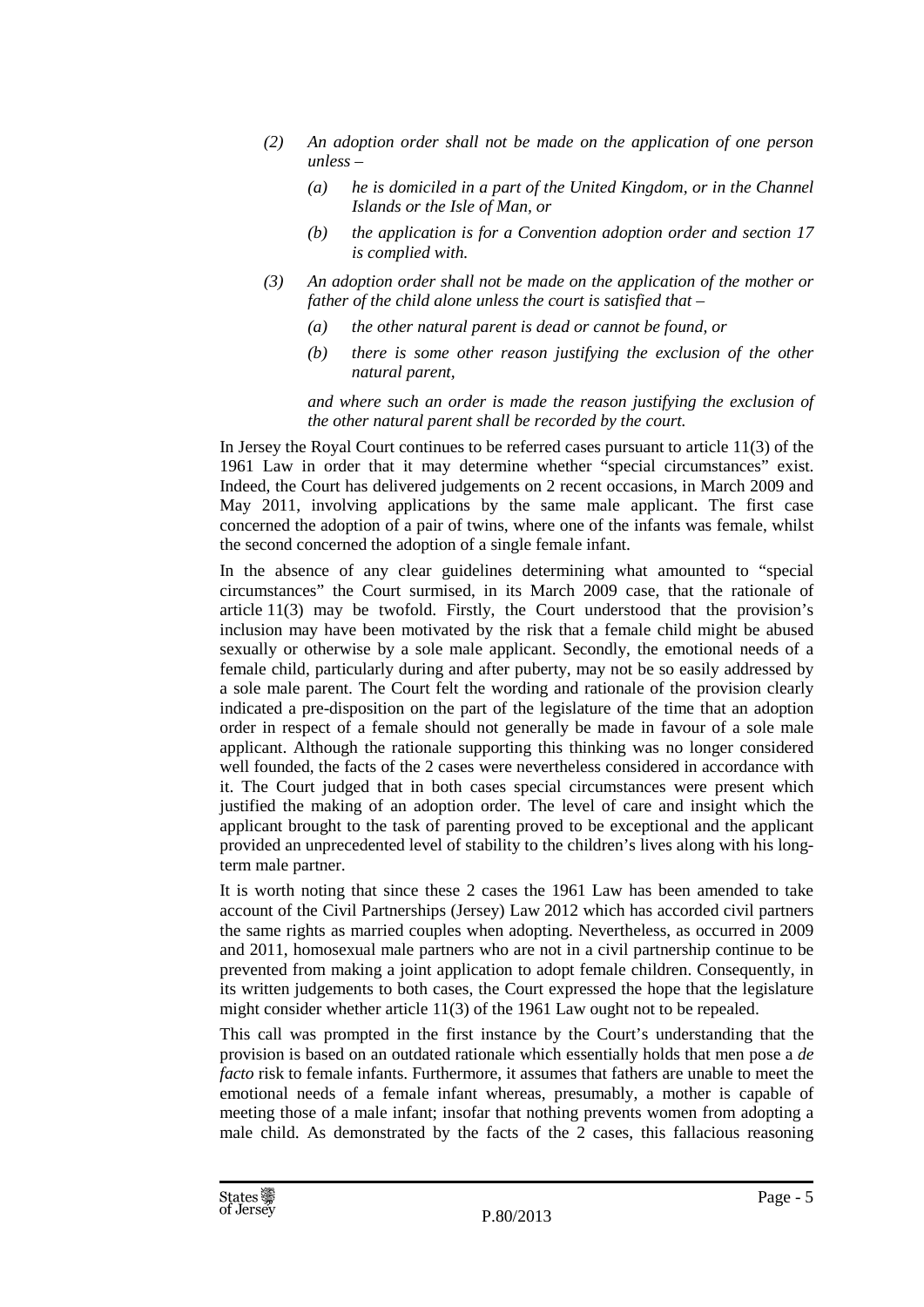*(2) An adoption order shall not be made on the application of one person unless –*

*(a) he is domiciled in a part of the United Kingdom, or in the Channel Islands or the Isle of Man, or*

*(b) the application is for a Convention adoption order and section 17 is complied with.*

*(3) An adoption order shall not be made on the application of the mother or father of the child alone unless the court is satisfied that –*

*(a) the other natural parent is dead or cannot be found, or*

*(b) there is some other reason justifying the exclusion of the other natural parent,*

*and where such an order is made the reason justifying the exclusion of the other natural parent shall be recorded by the court.*

In Jersey the Royal Court continues to be referred cases pursuant to article 11(3) of the 1961 Law in order that it may determine whether "special circumstances" exist. Indeed, the Court has delivered judgements on 2 recent occasions, in March 2009 and May 2011, involving applications by the same male applicant. The first case concerned the adoption of a pair of twins, where one of the infants was female, whilst the second concerned the adoption of a single female infant.

In the absence of any clear guidelines determining what amounted to "special circumstances" the Court surmised, in its March 2009 case, that the rationale of article 11(3) may be twofold. Firstly, the Court understood that the provision's inclusion may have been motivated by the risk that a female child might be abused sexually or otherwise by a sole male applicant. Secondly, the emotional needs of a female child, particularly during and after puberty, may not be so easily addressed by a sole male parent. The Court felt the wording and rationale of the provision clearly indicated a pre-disposition on the part of the legislature of the time that an adoption order in respect of a female should not generally be made in favour of a sole male applicant. Although the rationale supporting this thinking was no longer considered well founded, the facts of the 2 cases were nevertheless considered in accordance with it. The Court judged that in both cases special circumstances were present which justified the making of an adoption order. The level of care and insight which the applicant brought to the task of parenting proved to be exceptional and the applicant provided an unprecedented level of stability to the children's lives along with his long-term male partner.

It is worth noting that since these 2 cases the 1961 Law has been amended to take account of the Civil Partnerships (Jersey) Law 2012 which has accorded civil partners the same rights as married couples when adopting. Nevertheless, as occurred in 2009 and 2011, homosexual male partners who are not in a civil partnership continue to be prevented from making a joint application to adopt female children. Consequently, in its written judgements to both cases, the Court expressed the hope that the legislature might consider whether article 11(3) of the 1961 Law ought not to be repealed.

This call was prompted in the first instance by the Court's understanding that the provision is based on an outdated rationale which essentially holds that men pose a *de facto* risk to female infants. Furthermore, it assumes that fathers are unable to meet the emotional needs of a female infant whereas, presumably, a mother is capable of meeting those of a male infant; insofar that nothing prevents women from adopting a male child. As demonstrated by the facts of the 2 cases, this fallacious reasoning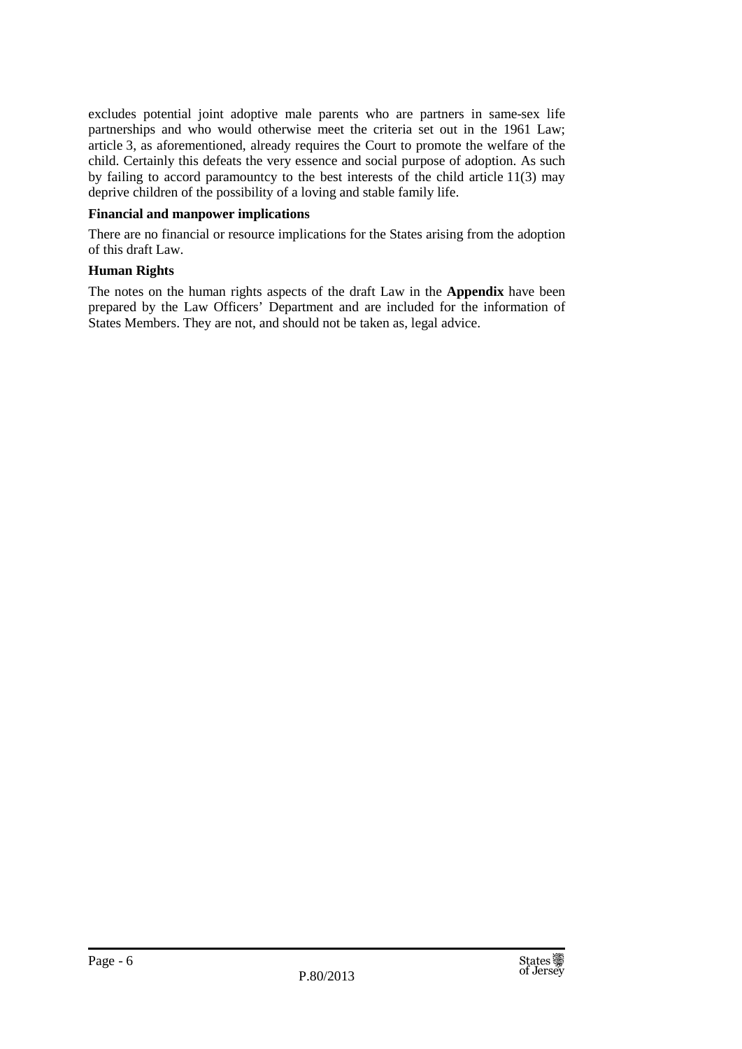excludes potential joint adoptive male parents who are partners in same-sex life partnerships and who would otherwise meet the criteria set out in the 1961 Law; article 3, as aforementioned, already requires the Court to promote the welfare of the child. Certainly this defeats the very essence and social purpose of adoption. As such by failing to accord paramountcy to the best interests of the child article 11(3) may deprive children of the possibility of a loving and stable family life.

**Financial and manpower implications**

There are no financial or resource implications for the States arising from the adoption of this draft Law.

**Human Rights**

The notes on the human rights aspects of the draft Law in the **Appendix** have been prepared by the Law Officers' Department and are included for the information of States Members. They are not, and should not be taken as, legal advice.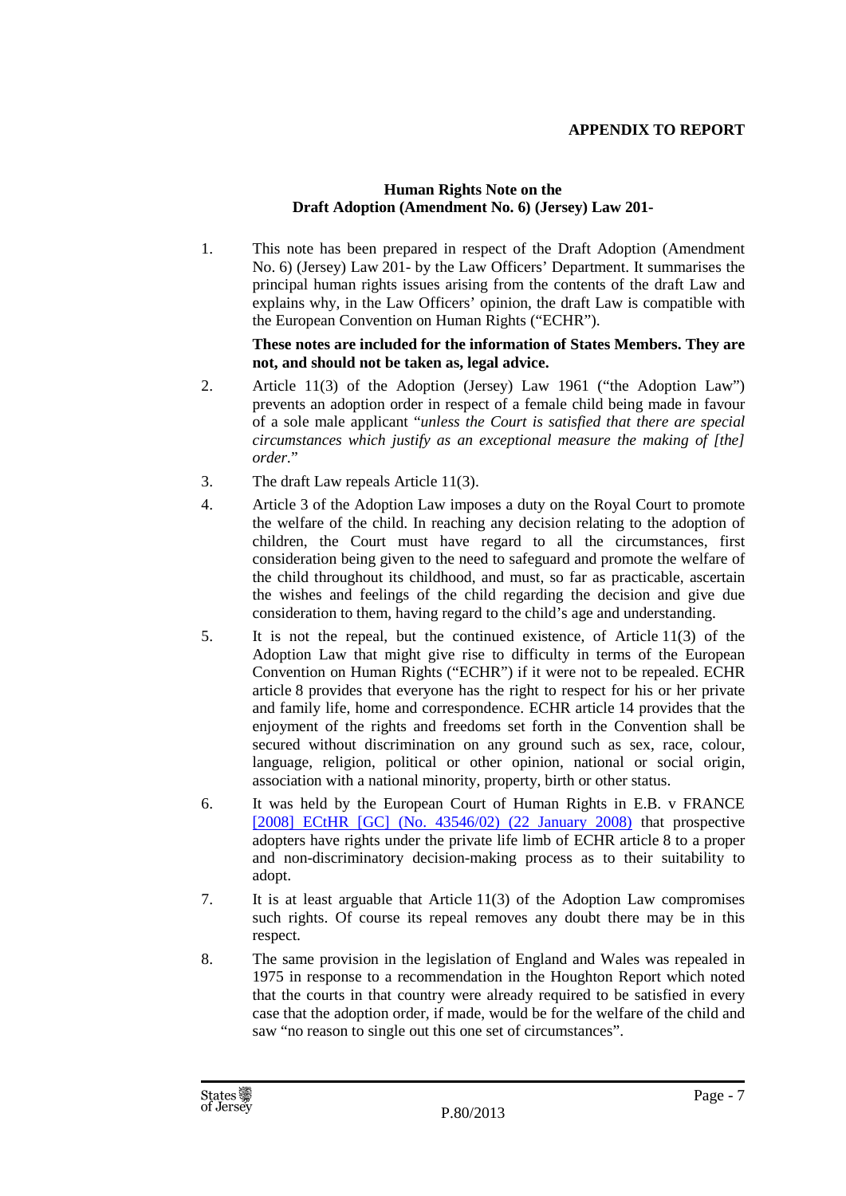**APPENDIX TO REPORT**

**Human Rights Note on the Draft Adoption (Amendment No. 6) (Jersey) Law 201-**

1. This note has been prepared in respect of the Draft Adoption (Amendment No. 6) (Jersey) Law 201- by the Law Officers' Department. It summarises the principal human rights issues arising from the contents of the draft Law and explains why, in the Law Officers' opinion, the draft Law is compatible with the European Convention on Human Rights ("ECHR").

   **These notes are included for the information of States Members. They are not, and should not be taken as, legal advice.**

2. Article 11(3) of the Adoption (Jersey) Law 1961 ("the Adoption Law") prevents an adoption order in respect of a female child being made in favour of a sole male applicant "*unless the Court is satisfied that there are special circumstances which justify as an exceptional measure the making of [the] order.*"

3. The draft Law repeals Article 11(3).

4. Article 3 of the Adoption Law imposes a duty on the Royal Court to promote the welfare of the child. In reaching any decision relating to the adoption of children, the Court must have regard to all the circumstances, first consideration being given to the need to safeguard and promote the welfare of the child throughout its childhood, and must, so far as practicable, ascertain the wishes and feelings of the child regarding the decision and give due consideration to them, having regard to the child's age and understanding.

5. It is not the repeal, but the continued existence, of Article 11(3) of the Adoption Law that might give rise to difficulty in terms of the European Convention on Human Rights ("ECHR") if it were not to be repealed. ECHR article 8 provides that everyone has the right to respect for his or her private and family life, home and correspondence. ECHR article 14 provides that the enjoyment of the rights and freedoms set forth in the Convention shall be secured without discrimination on any ground such as sex, race, colour, language, religion, political or other opinion, national or social origin, association with a national minority, property, birth or other status.

6. It was held by the European Court of Human Rights in E.B. v FRANCE [2008] ECtHR [GC] (No. 43546/02) (22 January 2008) that prospective adopters have rights under the private life limb of ECHR article 8 to a proper and non-discriminatory decision-making process as to their suitability to adopt.

7. It is at least arguable that Article 11(3) of the Adoption Law compromises such rights. Of course its repeal removes any doubt there may be in this respect.

8. The same provision in the legislation of England and Wales was repealed in 1975 in response to a recommendation in the Houghton Report which noted that the courts in that country were already required to be satisfied in every case that the adoption order, if made, would be for the welfare of the child and saw "no reason to single out this one set of circumstances".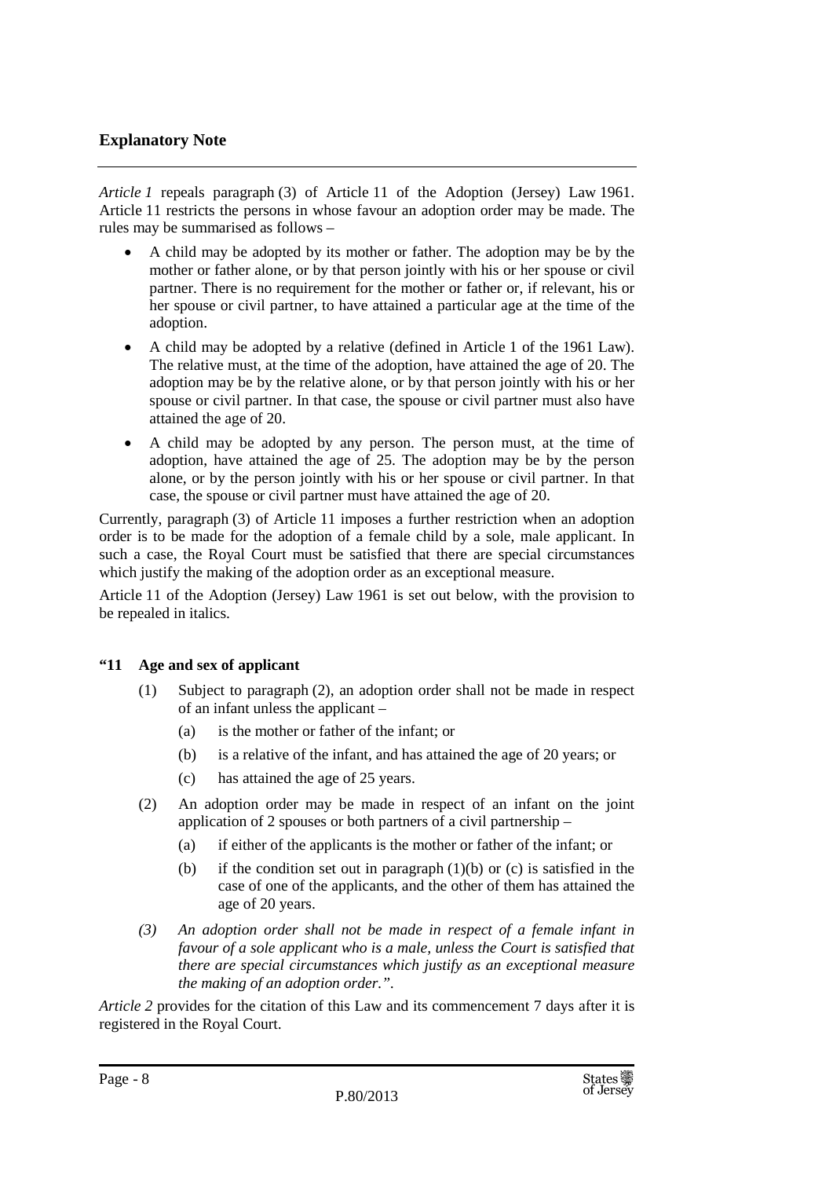## Explanatory Note

*Article 1* repeals paragraph (3) of Article 11 of the Adoption (Jersey) Law 1961. Article 11 restricts the persons in whose favour an adoption order may be made. The rules may be summarised as follows –

- A child may be adopted by its mother or father. The adoption may be by the mother or father alone, or by that person jointly with his or her spouse or civil partner. There is no requirement for the mother or father or, if relevant, his or her spouse or civil partner, to have attained a particular age at the time of the adoption.
- A child may be adopted by a relative (defined in Article 1 of the 1961 Law). The relative must, at the time of the adoption, have attained the age of 20. The adoption may be by the relative alone, or by that person jointly with his or her spouse or civil partner. In that case, the spouse or civil partner must also have attained the age of 20.
- A child may be adopted by any person. The person must, at the time of adoption, have attained the age of 25. The adoption may be by the person alone, or by the person jointly with his or her spouse or civil partner. In that case, the spouse or civil partner must have attained the age of 20.

Currently, paragraph (3) of Article 11 imposes a further restriction when an adoption order is to be made for the adoption of a female child by a sole, male applicant. In such a case, the Royal Court must be satisfied that there are special circumstances which justify the making of the adoption order as an exceptional measure.

Article 11 of the Adoption (Jersey) Law 1961 is set out below, with the provision to be repealed in italics.

**"11 Age and sex of applicant**

(1) Subject to paragraph (2), an adoption order shall not be made in respect of an infant unless the applicant –

(a) is the mother or father of the infant; or

(b) is a relative of the infant, and has attained the age of 20 years; or

(c) has attained the age of 25 years.

(2) An adoption order may be made in respect of an infant on the joint application of 2 spouses or both partners of a civil partnership –

(a) if either of the applicants is the mother or father of the infant; or

(b) if the condition set out in paragraph (1)(b) or (c) is satisfied in the case of one of the applicants, and the other of them has attained the age of 20 years.

*(3) An adoption order shall not be made in respect of a female infant in favour of a sole applicant who is a male, unless the Court is satisfied that there are special circumstances which justify as an exceptional measure the making of an adoption order.".*

*Article 2* provides for the citation of this Law and its commencement 7 days after it is registered in the Royal Court.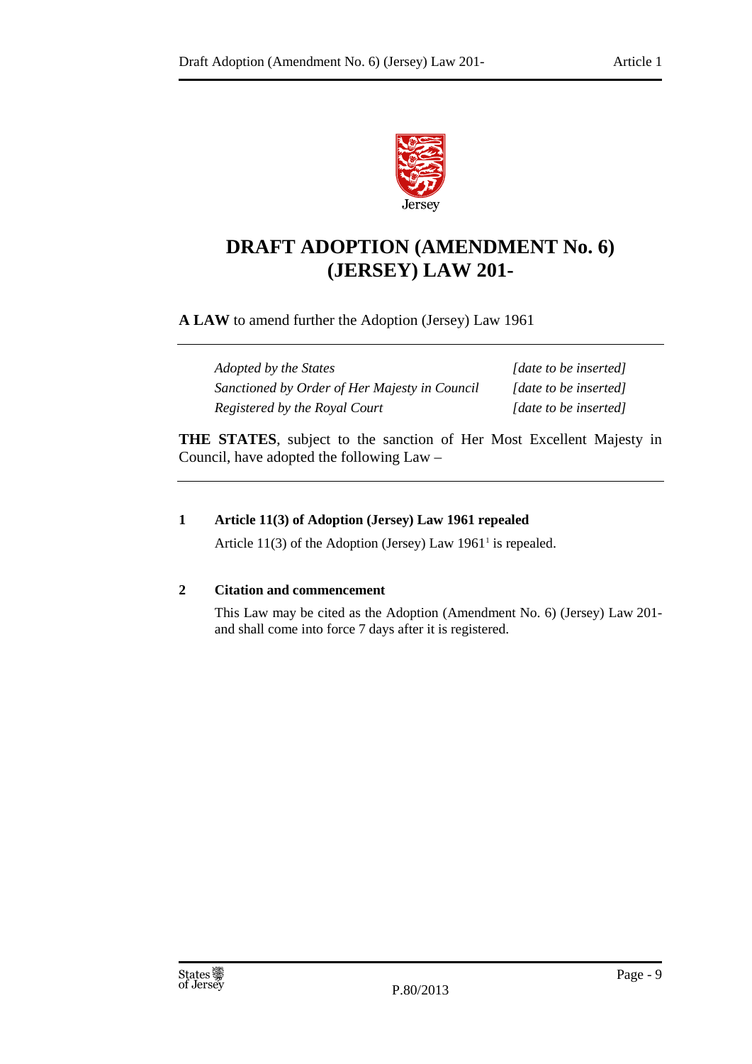# DRAFT ADOPTION (AMENDMENT No. 6) (JERSEY) LAW 201-

**A LAW** to amend further the Adoption (Jersey) Law 1961

| | |
|---|---|
| *Adopted by the States* | *[date to be inserted]* |
| *Sanctioned by Order of Her Majesty in Council* | *[date to be inserted]* |
| *Registered by the Royal Court* | *[date to be inserted]* |

**THE STATES**, subject to the sanction of Her Most Excellent Majesty in Council, have adopted the following Law –

**1 Article 11(3) of Adoption (Jersey) Law 1961 repealed**

Article 11(3) of the Adoption (Jersey) Law 1961[1] is repealed.

**2 Citation and commencement**

This Law may be cited as the Adoption (Amendment No. 6) (Jersey) Law 201- and shall come into force 7 days after it is registered.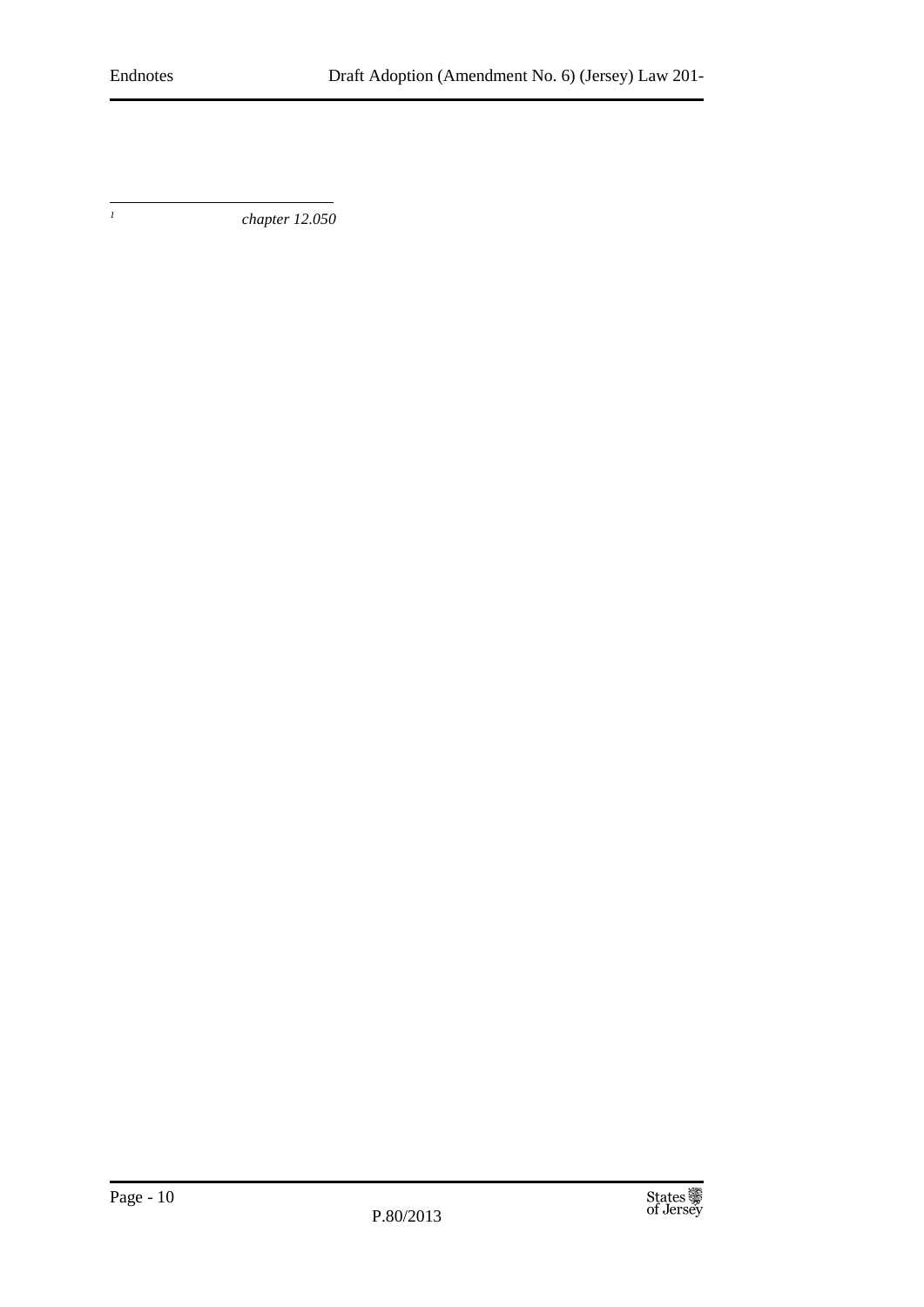[1] *chapter 12.050*